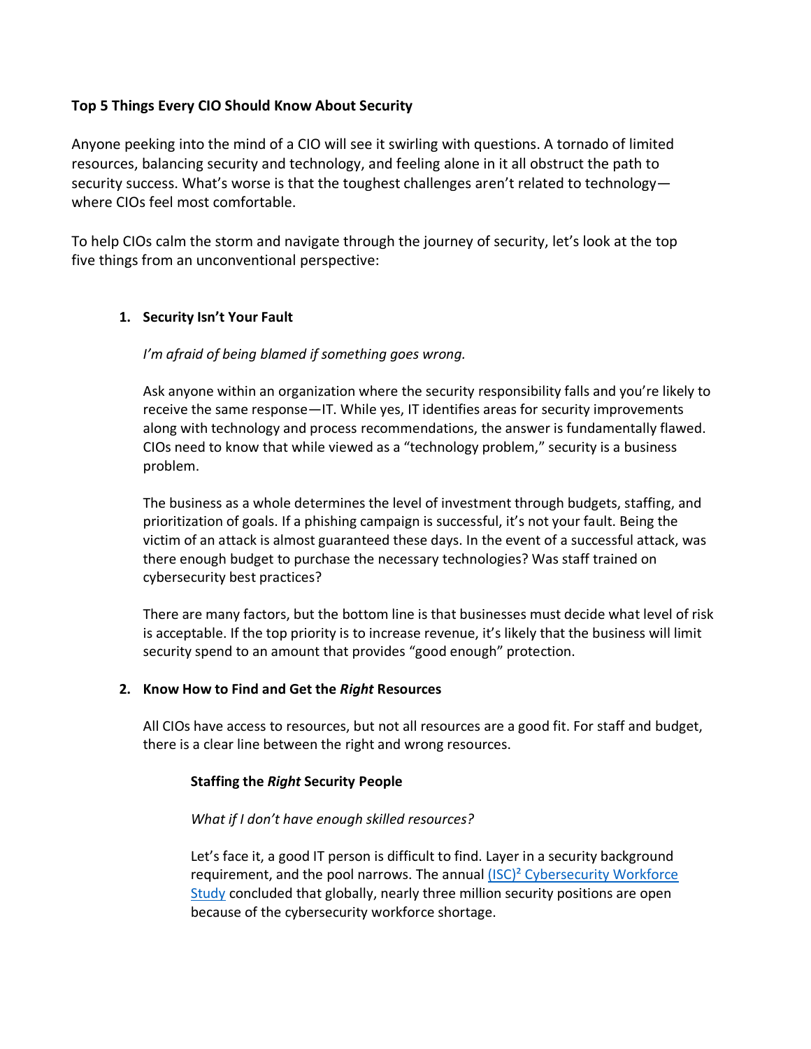# Top 5 Things Every CIO Should Know About Security

Anyone peeking into the mind of a CIO will see it swirling with questions. A tornado of limited resources, balancing security and technology, and feeling alone in it all obstruct the path to security success. What's worse is that the toughest challenges aren't related to technology—where CIOs feel most comfortable.

To help CIOs calm the storm and navigate through the journey of security, let's look at the top five things from an unconventional perspective:

## 1. Security Isn't Your Fault

*I'm afraid of being blamed if something goes wrong.*

Ask anyone within an organization where the security responsibility falls and you're likely to receive the same response—IT. While yes, IT identifies areas for security improvements along with technology and process recommendations, the answer is fundamentally flawed. CIOs need to know that while viewed as a "technology problem," security is a business problem.

The business as a whole determines the level of investment through budgets, staffing, and prioritization of goals. If a phishing campaign is successful, it's not your fault. Being the victim of an attack is almost guaranteed these days. In the event of a successful attack, was there enough budget to purchase the necessary technologies? Was staff trained on cybersecurity best practices?

There are many factors, but the bottom line is that businesses must decide what level of risk is acceptable. If the top priority is to increase revenue, it's likely that the business will limit security spend to an amount that provides "good enough" protection.

## 2. Know How to Find and Get the *Right* Resources

All CIOs have access to resources, but not all resources are a good fit. For staff and budget, there is a clear line between the right and wrong resources.

### Staffing the *Right* Security People

*What if I don't have enough skilled resources?*

Let's face it, a good IT person is difficult to find. Layer in a security background requirement, and the pool narrows. The annual (ISC)² Cybersecurity Workforce Study concluded that globally, nearly three million security positions are open because of the cybersecurity workforce shortage.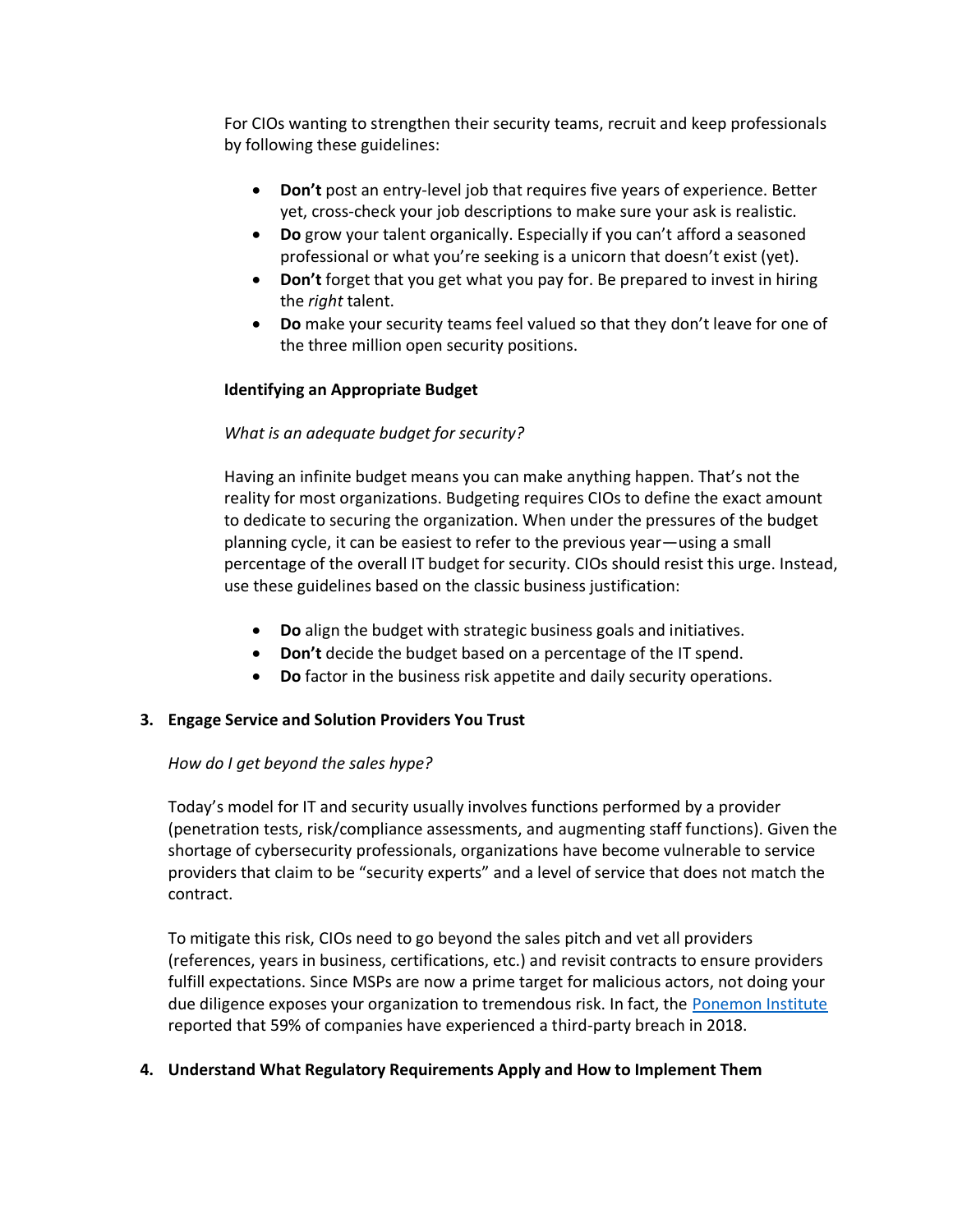For CIOs wanting to strengthen their security teams, recruit and keep professionals by following these guidelines:

- **Don't** post an entry-level job that requires five years of experience. Better yet, cross-check your job descriptions to make sure your ask is realistic.
- **Do** grow your talent organically. Especially if you can't afford a seasoned professional or what you're seeking is a unicorn that doesn't exist (yet).
- **Don't** forget that you get what you pay for. Be prepared to invest in hiring the *right* talent.
- **Do** make your security teams feel valued so that they don't leave for one of the three million open security positions.

**Identifying an Appropriate Budget**

*What is an adequate budget for security?*

Having an infinite budget means you can make anything happen. That's not the reality for most organizations. Budgeting requires CIOs to define the exact amount to dedicate to securing the organization. When under the pressures of the budget planning cycle, it can be easiest to refer to the previous year—using a small percentage of the overall IT budget for security. CIOs should resist this urge. Instead, use these guidelines based on the classic business justification:

- **Do** align the budget with strategic business goals and initiatives.
- **Don't** decide the budget based on a percentage of the IT spend.
- **Do** factor in the business risk appetite and daily security operations.

### 3. Engage Service and Solution Providers You Trust

*How do I get beyond the sales hype?*

Today's model for IT and security usually involves functions performed by a provider (penetration tests, risk/compliance assessments, and augmenting staff functions). Given the shortage of cybersecurity professionals, organizations have become vulnerable to service providers that claim to be "security experts" and a level of service that does not match the contract.

To mitigate this risk, CIOs need to go beyond the sales pitch and vet all providers (references, years in business, certifications, etc.) and revisit contracts to ensure providers fulfill expectations. Since MSPs are now a prime target for malicious actors, not doing your due diligence exposes your organization to tremendous risk. In fact, the Ponemon Institute reported that 59% of companies have experienced a third-party breach in 2018.

### 4. Understand What Regulatory Requirements Apply and How to Implement Them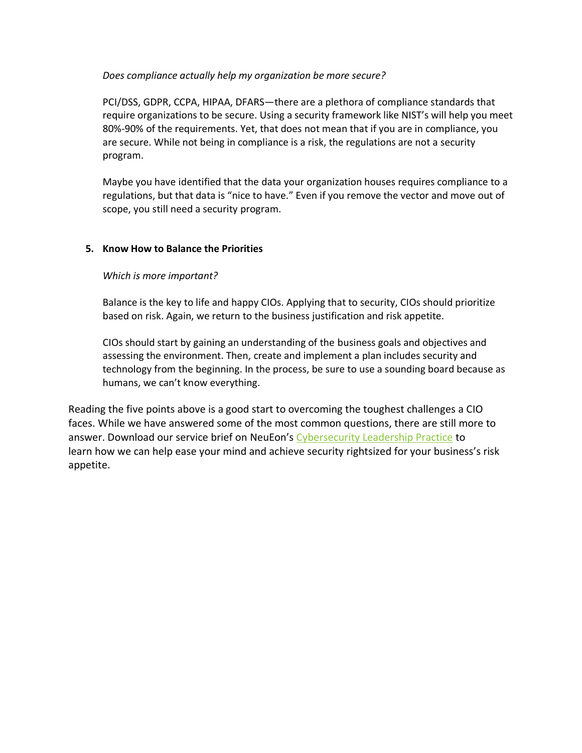*Does compliance actually help my organization be more secure?*

PCI/DSS, GDPR, CCPA, HIPAA, DFARS—there are a plethora of compliance standards that require organizations to be secure. Using a security framework like NIST's will help you meet 80%-90% of the requirements. Yet, that does not mean that if you are in compliance, you are secure. While not being in compliance is a risk, the regulations are not a security program.

Maybe you have identified that the data your organization houses requires compliance to a regulations, but that data is "nice to have." Even if you remove the vector and move out of scope, you still need a security program.

5. **Know How to Balance the Priorities**

   *Which is more important?*

   Balance is the key to life and happy CIOs. Applying that to security, CIOs should prioritize based on risk. Again, we return to the business justification and risk appetite.

   CIOs should start by gaining an understanding of the business goals and objectives and assessing the environment. Then, create and implement a plan includes security and technology from the beginning. In the process, be sure to use a sounding board because as humans, we can't know everything.

Reading the five points above is a good start to overcoming the toughest challenges a CIO faces. While we have answered some of the most common questions, there are still more to answer. Download our service brief on NeuEon's Cybersecurity Leadership Practice to learn how we can help ease your mind and achieve security rightsized for your business's risk appetite.